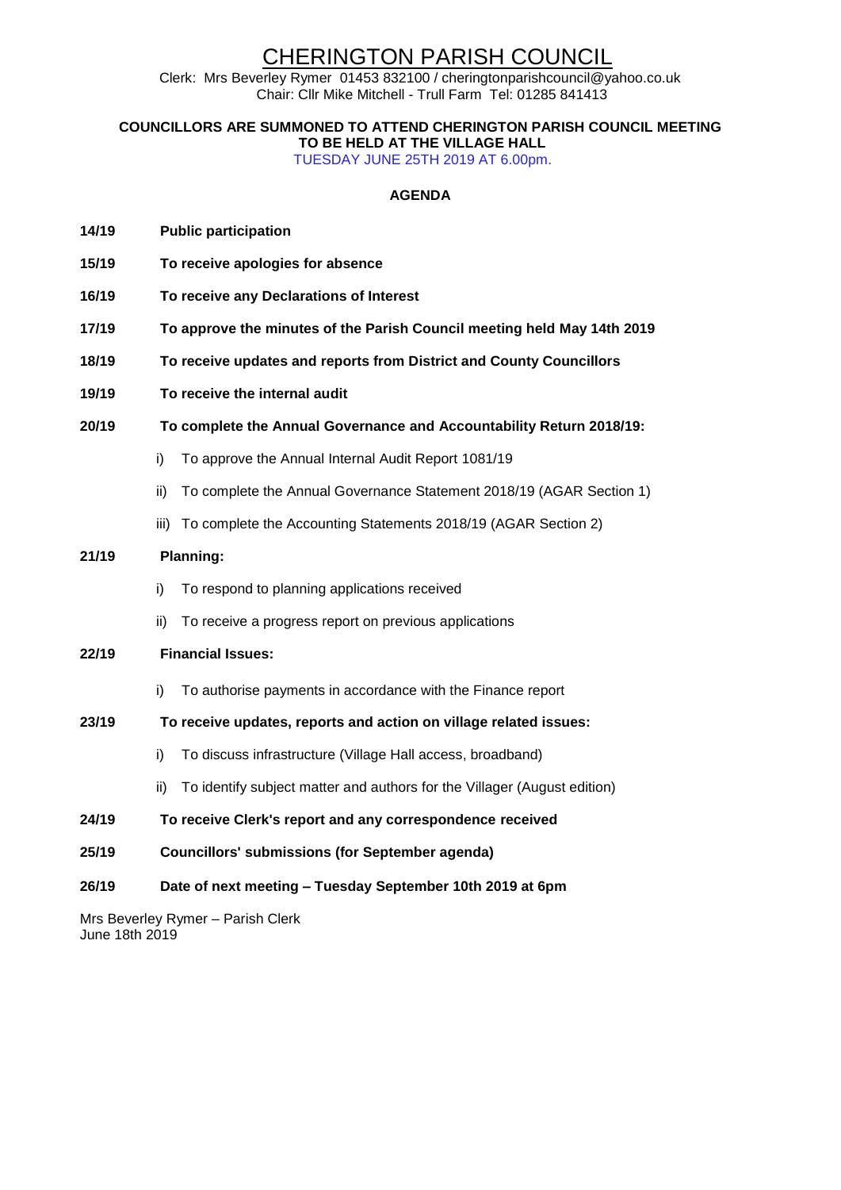# CHERINGTON PARISH COUNCIL

Clerk: Mrs Beverley Rymer 01453 832100 / cheringtonparishcouncil@yahoo.co.uk
Chair: Cllr Mike Mitchell - Trull Farm Tel: 01285 841413

**COUNCILLORS ARE SUMMONED TO ATTEND CHERINGTON PARISH COUNCIL MEETING TO BE HELD AT THE VILLAGE HALL**

TUESDAY JUNE 25TH 2019 AT 6.00pm.

## AGENDA

**14/19 Public participation**

**15/19 To receive apologies for absence**

**16/19 To receive any Declarations of Interest**

**17/19 To approve the minutes of the Parish Council meeting held May 14th 2019**

**18/19 To receive updates and reports from District and County Councillors**

**19/19 To receive the internal audit**

**20/19 To complete the Annual Governance and Accountability Return 2018/19:**

- i) To approve the Annual Internal Audit Report 1081/19
- ii) To complete the Annual Governance Statement 2018/19 (AGAR Section 1)
- iii) To complete the Accounting Statements 2018/19 (AGAR Section 2)

**21/19 Planning:**

- i) To respond to planning applications received
- ii) To receive a progress report on previous applications

**22/19 Financial Issues:**

- i) To authorise payments in accordance with the Finance report

**23/19 To receive updates, reports and action on village related issues:**

- i) To discuss infrastructure (Village Hall access, broadband)
- ii) To identify subject matter and authors for the Villager (August edition)

**24/19 To receive Clerk's report and any correspondence received**

**25/19 Councillors' submissions (for September agenda)**

**26/19 Date of next meeting – Tuesday September 10th 2019 at 6pm**

Mrs Beverley Rymer – Parish Clerk
June 18th 2019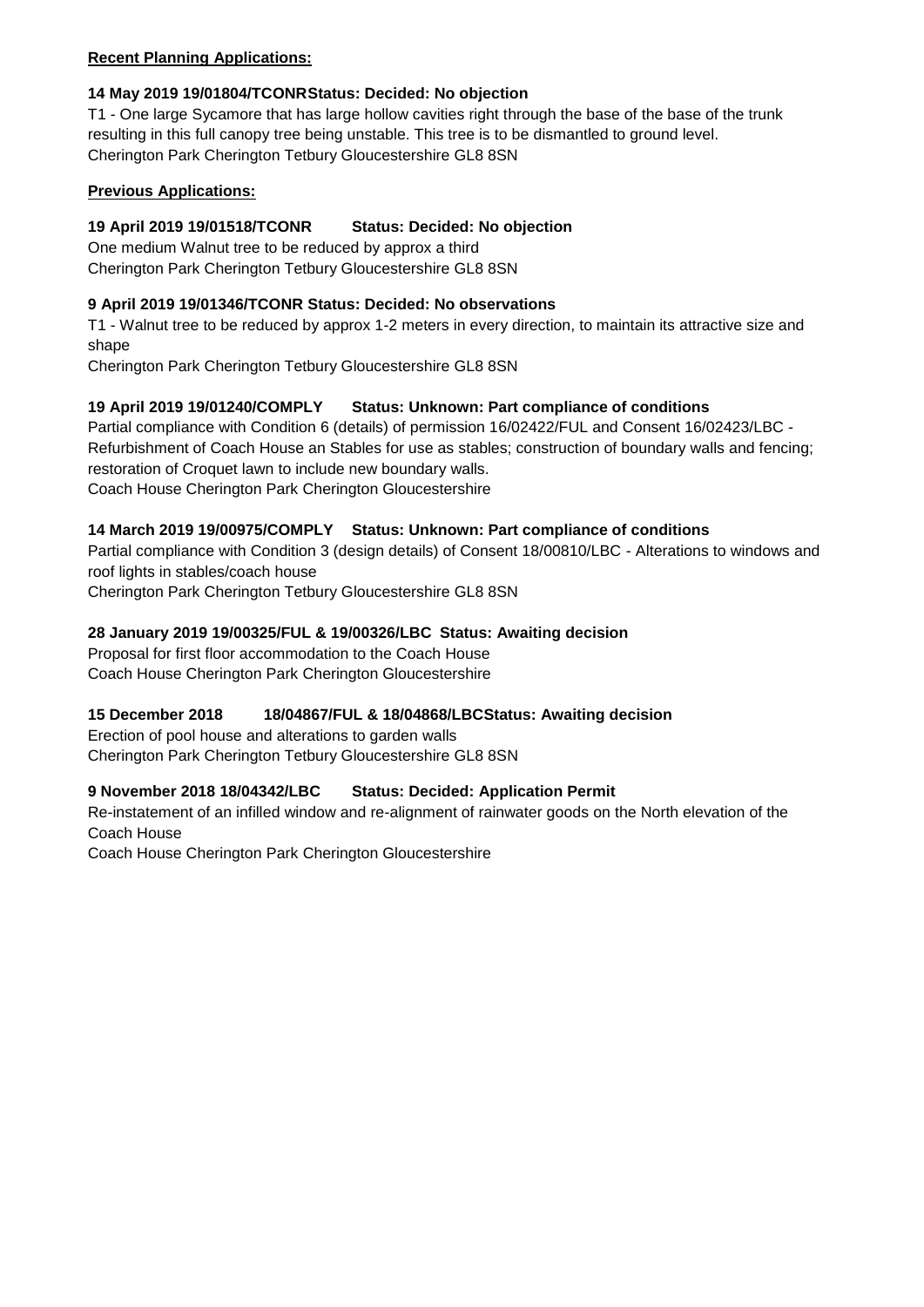**Recent Planning Applications:**

**14 May 2019 19/01804/TCONRStatus: Decided: No objection**

T1 - One large Sycamore that has large hollow cavities right through the base of the base of the trunk resulting in this full canopy tree being unstable. This tree is to be dismantled to ground level.
Cherington Park Cherington Tetbury Gloucestershire GL8 8SN

**Previous Applications:**

**19 April 2019 19/01518/TCONR Status: Decided: No objection**

One medium Walnut tree to be reduced by approx a third
Cherington Park Cherington Tetbury Gloucestershire GL8 8SN

**9 April 2019 19/01346/TCONR Status: Decided: No observations**

T1 - Walnut tree to be reduced by approx 1-2 meters in every direction, to maintain its attractive size and shape
Cherington Park Cherington Tetbury Gloucestershire GL8 8SN

**19 April 2019 19/01240/COMPLY Status: Unknown: Part compliance of conditions**

Partial compliance with Condition 6 (details) of permission 16/02422/FUL and Consent 16/02423/LBC - Refurbishment of Coach House an Stables for use as stables; construction of boundary walls and fencing; restoration of Croquet lawn to include new boundary walls.
Coach House Cherington Park Cherington Gloucestershire

**14 March 2019 19/00975/COMPLY Status: Unknown: Part compliance of conditions**

Partial compliance with Condition 3 (design details) of Consent 18/00810/LBC - Alterations to windows and roof lights in stables/coach house
Cherington Park Cherington Tetbury Gloucestershire GL8 8SN

**28 January 2019 19/00325/FUL & 19/00326/LBC Status: Awaiting decision**

Proposal for first floor accommodation to the Coach House
Coach House Cherington Park Cherington Gloucestershire

**15 December 2018 18/04867/FUL & 18/04868/LBCStatus: Awaiting decision**

Erection of pool house and alterations to garden walls
Cherington Park Cherington Tetbury Gloucestershire GL8 8SN

**9 November 2018 18/04342/LBC Status: Decided: Application Permit**

Re-instatement of an infilled window and re-alignment of rainwater goods on the North elevation of the Coach House
Coach House Cherington Park Cherington Gloucestershire